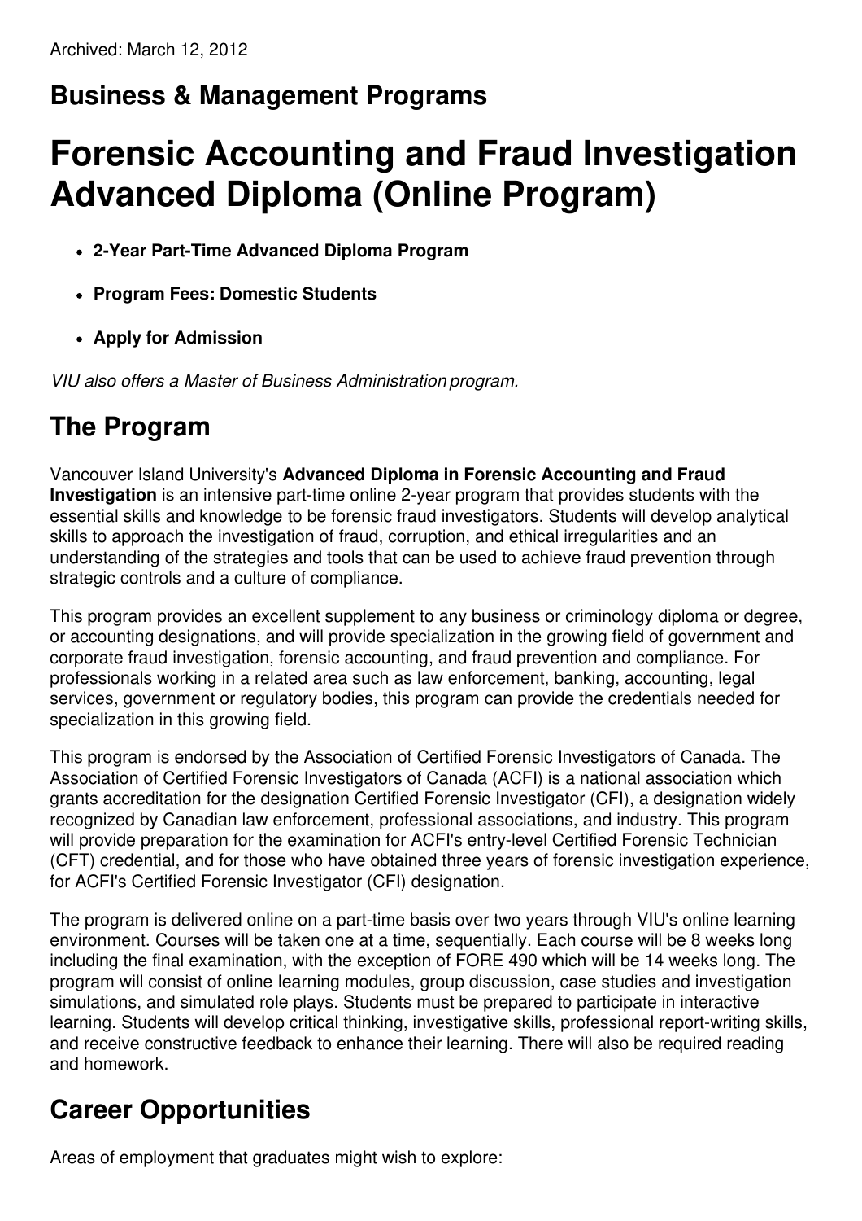Archived: March 12, 2012

## Business & Management Programs

# Forensic Accounting and Fraud Investigation Advanced Diploma (Online Program)

- **2-Year Part-Time Advanced Diploma Program**
- **Program Fees: Domestic Students**
- **Apply for Admission**

*VIU also offers a Master of Business Administration program.*

## The Program

Vancouver Island University's **Advanced Diploma in Forensic Accounting and Fraud Investigation** is an intensive part-time online 2-year program that provides students with the essential skills and knowledge to be forensic fraud investigators. Students will develop analytical skills to approach the investigation of fraud, corruption, and ethical irregularities and an understanding of the strategies and tools that can be used to achieve fraud prevention through strategic controls and a culture of compliance.

This program provides an excellent supplement to any business or criminology diploma or degree, or accounting designations, and will provide specialization in the growing field of government and corporate fraud investigation, forensic accounting, and fraud prevention and compliance. For professionals working in a related area such as law enforcement, banking, accounting, legal services, government or regulatory bodies, this program can provide the credentials needed for specialization in this growing field.

This program is endorsed by the Association of Certified Forensic Investigators of Canada. The Association of Certified Forensic Investigators of Canada (ACFI) is a national association which grants accreditation for the designation Certified Forensic Investigator (CFI), a designation widely recognized by Canadian law enforcement, professional associations, and industry. This program will provide preparation for the examination for ACFI's entry-level Certified Forensic Technician (CFT) credential, and for those who have obtained three years of forensic investigation experience, for ACFI's Certified Forensic Investigator (CFI) designation.

The program is delivered online on a part-time basis over two years through VIU's online learning environment. Courses will be taken one at a time, sequentially. Each course will be 8 weeks long including the final examination, with the exception of FORE 490 which will be 14 weeks long. The program will consist of online learning modules, group discussion, case studies and investigation simulations, and simulated role plays. Students must be prepared to participate in interactive learning. Students will develop critical thinking, investigative skills, professional report-writing skills, and receive constructive feedback to enhance their learning. There will also be required reading and homework.

## Career Opportunities

Areas of employment that graduates might wish to explore: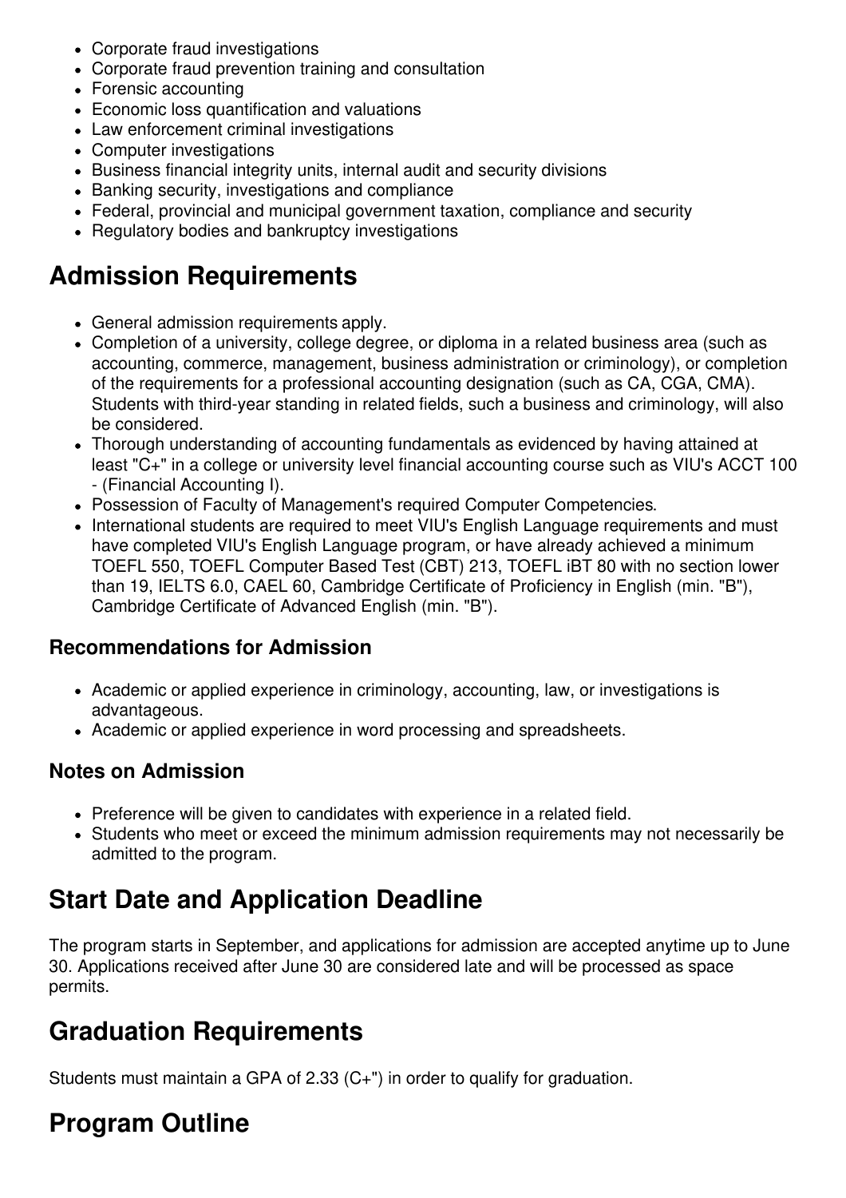- Corporate fraud investigations
- Corporate fraud prevention training and consultation
- Forensic accounting
- Economic loss quantification and valuations
- Law enforcement criminal investigations
- Computer investigations
- Business financial integrity units, internal audit and security divisions
- Banking security, investigations and compliance
- Federal, provincial and municipal government taxation, compliance and security
- Regulatory bodies and bankruptcy investigations

## Admission Requirements

- General admission requirements apply.
- Completion of a university, college degree, or diploma in a related business area (such as accounting, commerce, management, business administration or criminology), or completion of the requirements for a professional accounting designation (such as CA, CGA, CMA). Students with third-year standing in related fields, such a business and criminology, will also be considered.
- Thorough understanding of accounting fundamentals as evidenced by having attained at least "C+" in a college or university level financial accounting course such as VIU's ACCT 100 - (Financial Accounting I).
- Possession of Faculty of Management's required Computer Competencies.
- International students are required to meet VIU's English Language requirements and must have completed VIU's English Language program, or have already achieved a minimum TOEFL 550, TOEFL Computer Based Test (CBT) 213, TOEFL iBT 80 with no section lower than 19, IELTS 6.0, CAEL 60, Cambridge Certificate of Proficiency in English (min. "B"), Cambridge Certificate of Advanced English (min. "B").

### Recommendations for Admission

- Academic or applied experience in criminology, accounting, law, or investigations is advantageous.
- Academic or applied experience in word processing and spreadsheets.

### Notes on Admission

- Preference will be given to candidates with experience in a related field.
- Students who meet or exceed the minimum admission requirements may not necessarily be admitted to the program.

## Start Date and Application Deadline

The program starts in September, and applications for admission are accepted anytime up to June 30. Applications received after June 30 are considered late and will be processed as space permits.

## Graduation Requirements

Students must maintain a GPA of 2.33 (C+") in order to qualify for graduation.

## Program Outline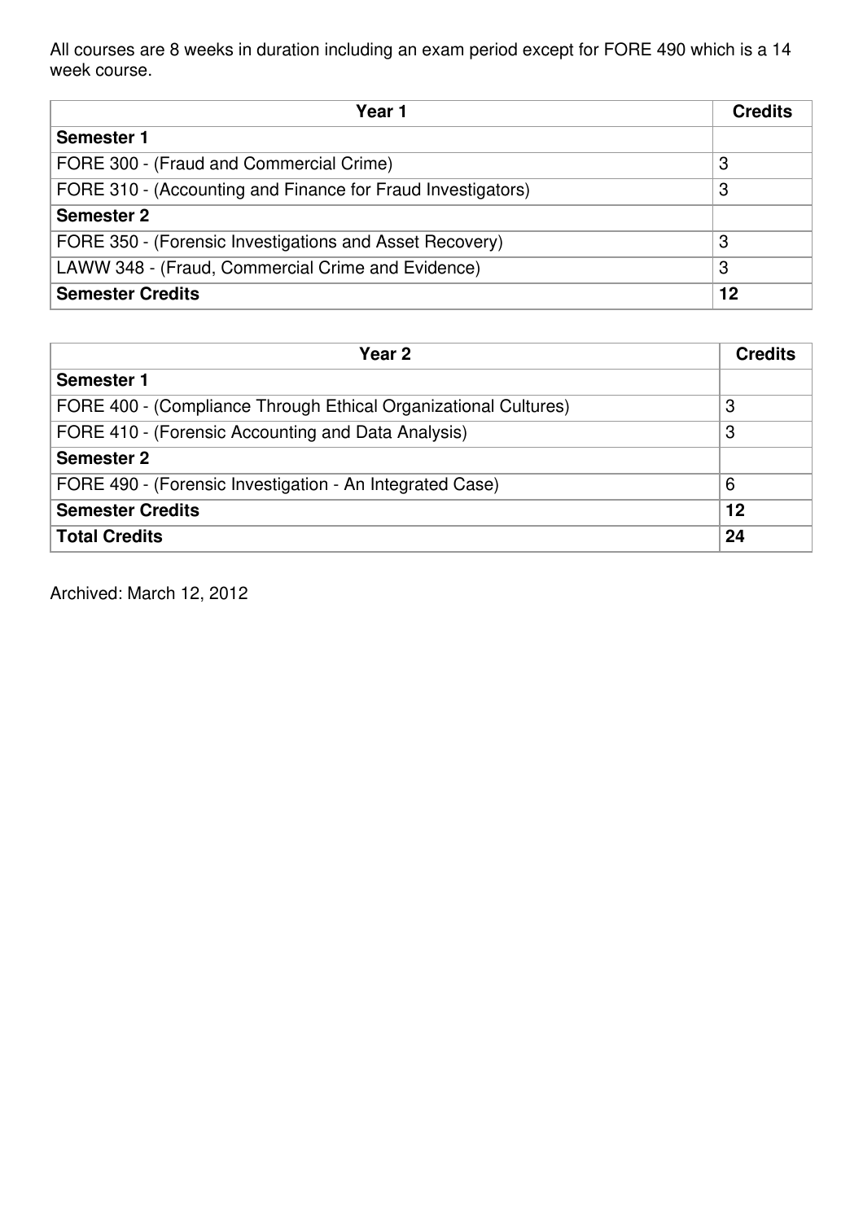All courses are 8 weeks in duration including an exam period except for FORE 490 which is a 14 week course.

| Year 1 | Credits |
| --- | --- |
| **Semester 1** | |
| FORE 300 - (Fraud and Commercial Crime) | 3 |
| FORE 310 - (Accounting and Finance for Fraud Investigators) | 3 |
| **Semester 2** | |
| FORE 350 - (Forensic Investigations and Asset Recovery) | 3 |
| LAWW 348 - (Fraud, Commercial Crime and Evidence) | 3 |
| **Semester Credits** | **12** |

| Year 2 | Credits |
| --- | --- |
| **Semester 1** | |
| FORE 400 - (Compliance Through Ethical Organizational Cultures) | 3 |
| FORE 410 - (Forensic Accounting and Data Analysis) | 3 |
| **Semester 2** | |
| FORE 490 - (Forensic Investigation - An Integrated Case) | 6 |
| **Semester Credits** | **12** |
| **Total Credits** | **24** |

Archived: March 12, 2012